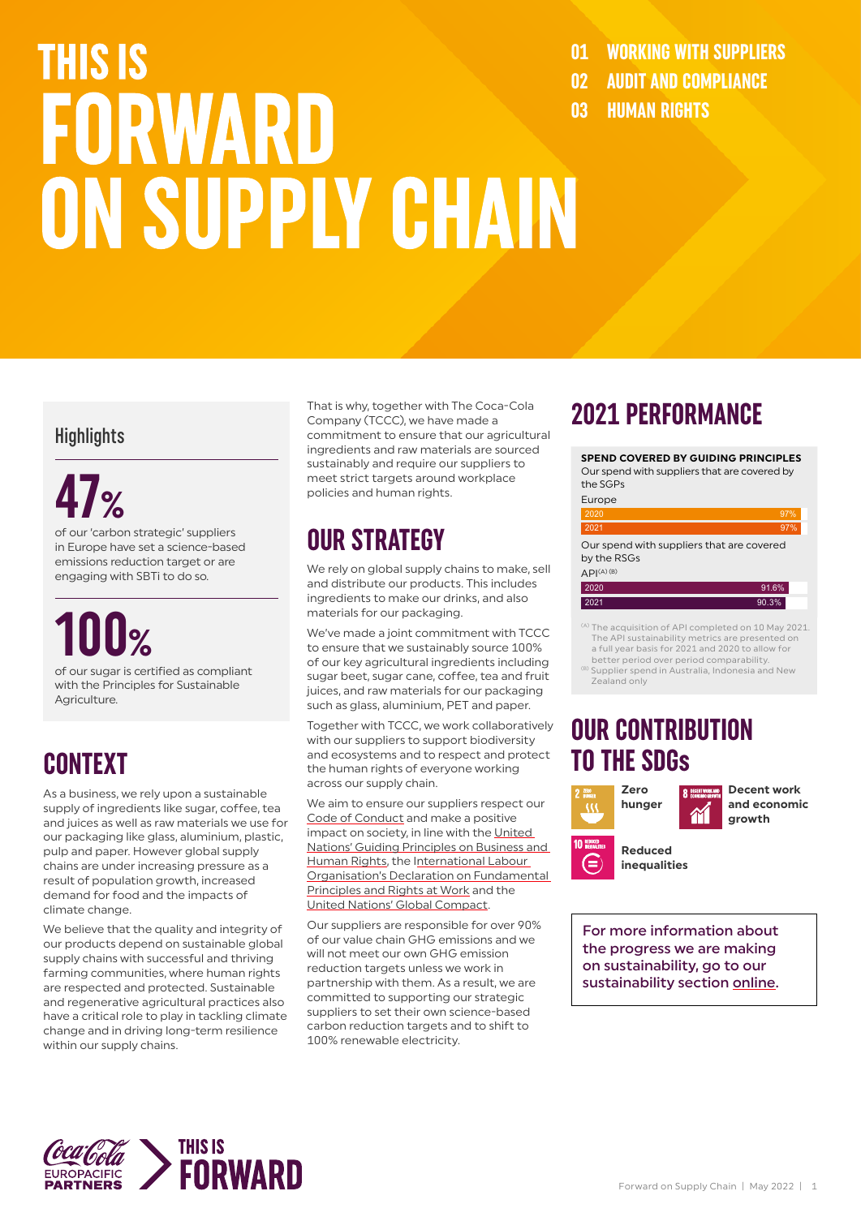# THIS IS FORWARD ON SUPPLY CHAIN

01 WORKING WITH SUPPLIERS
02 AUDIT AND COMPLIANCE
03 HUMAN RIGHTS

## Highlights

**47%**
of our 'carbon strategic' suppliers in Europe have set a science-based emissions reduction target or are engaging with SBTi to do so.

**100%**
of our sugar is certified as compliant with the Principles for Sustainable Agriculture.

## CONTEXT

As a business, we rely upon a sustainable supply of ingredients like sugar, coffee, tea and juices as well as raw materials we use for our packaging like glass, aluminium, plastic, pulp and paper. However global supply chains are under increasing pressure as a result of population growth, increased demand for food and the impacts of climate change.

We believe that the quality and integrity of our products depend on sustainable global supply chains with successful and thriving farming communities, where human rights are respected and protected. Sustainable and regenerative agricultural practices also have a critical role to play in tackling climate change and in driving long-term resilience within our supply chains.

That is why, together with The Coca-Cola Company (TCCC), we have made a commitment to ensure that our agricultural ingredients and raw materials are sourced sustainably and require our suppliers to meet strict targets around workplace policies and human rights.

## OUR STRATEGY

We rely on global supply chains to make, sell and distribute our products. This includes ingredients to make our drinks, and also materials for our packaging.

We've made a joint commitment with TCCC to ensure that we sustainably source 100% of our key agricultural ingredients including sugar beet, sugar cane, coffee, tea and fruit juices, and raw materials for our packaging such as glass, aluminium, PET and paper.

Together with TCCC, we work collaboratively with our suppliers to support biodiversity and ecosystems and to respect and protect the human rights of everyone working across our supply chain.

We aim to ensure our suppliers respect our Code of Conduct and make a positive impact on society, in line with the United Nations' Guiding Principles on Business and Human Rights, the International Labour Organisation's Declaration on Fundamental Principles and Rights at Work and the United Nations' Global Compact.

Our suppliers are responsible for over 90% of our value chain GHG emissions and we will not meet our own GHG emission reduction targets unless we work in partnership with them. As a result, we are committed to supporting our strategic suppliers to set their own science-based carbon reduction targets and to shift to 100% renewable electricity.

## 2021 PERFORMANCE

**SPEND COVERED BY GUIDING PRINCIPLES**

Our spend with suppliers that are covered by the SGPs

Europe

| | |
|---|---|
| 2020 | 97% |
| 2021 | 97% |

Our spend with suppliers that are covered by the RSGs

API[(A) (B)]

| | |
|---|---|
| 2020 | 91.6% |
| 2021 | 90.3% |

[(A)] The acquisition of API completed on 10 May 2021. The API sustainability metrics are presented on a full year basis for 2021 and 2020 to allow for better period over period comparability.
[(B)] Supplier spend in Australia, Indonesia and New Zealand only

## OUR CONTRIBUTION TO THE SDGs

- Zero hunger
- Decent work and economic growth
- Reduced inequalities

For more information about the progress we are making on sustainability, go to our sustainability section online.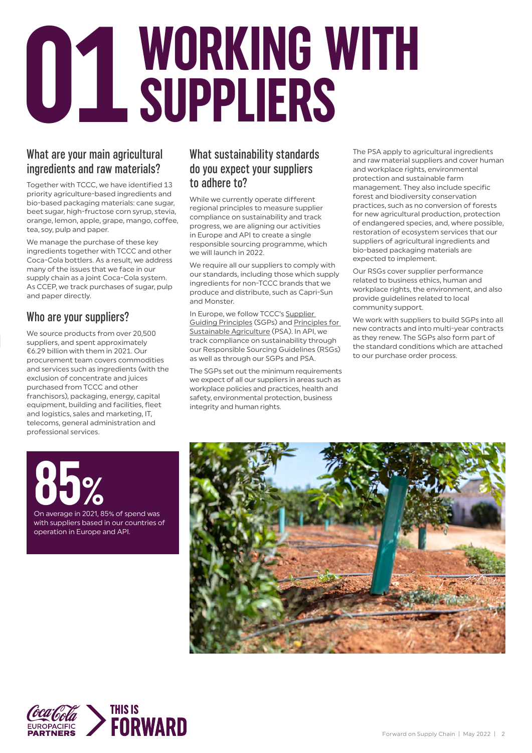# 01 WORKING WITH SUPPLIERS

## What are your main agricultural ingredients and raw materials?

Together with TCCC, we have identified 13 priority agriculture-based ingredients and bio-based packaging materials: cane sugar, beet sugar, high-fructose corn syrup, stevia, orange, lemon, apple, grape, mango, coffee, tea, soy, pulp and paper.

We manage the purchase of these key ingredients together with TCCC and other Coca-Cola bottlers. As a result, we address many of the issues that we face in our supply chain as a joint Coca-Cola system. As CCEP, we track purchases of sugar, pulp and paper directly.

## Who are your suppliers?

We source products from over 20,500 suppliers, and spent approximately €6.29 billion with them in 2021. Our procurement team covers commodities and services such as ingredients (with the exclusion of concentrate and juices purchased from TCCC and other franchisors), packaging, energy, capital equipment, building and facilities, fleet and logistics, sales and marketing, IT, telecoms, general administration and professional services.

**85%**

On average in 2021, 85% of spend was with suppliers based in our countries of operation in Europe and API.

## What sustainability standards do you expect your suppliers to adhere to?

While we currently operate different regional principles to measure supplier compliance on sustainability and track progress, we are aligning our activities in Europe and API to create a single responsible sourcing programme, which we will launch in 2022.

We require all our suppliers to comply with our standards, including those which supply ingredients for non-TCCC brands that we produce and distribute, such as Capri-Sun and Monster.

In Europe, we follow TCCC's Supplier Guiding Principles (SGPs) and Principles for Sustainable Agriculture (PSA). In API, we track compliance on sustainability through our Responsible Sourcing Guidelines (RSGs) as well as through our SGPs and PSA.

The SGPs set out the minimum requirements we expect of all our suppliers in areas such as workplace policies and practices, health and safety, environmental protection, business integrity and human rights.

The PSA apply to agricultural ingredients and raw material suppliers and cover human and workplace rights, environmental protection and sustainable farm management. They also include specific forest and biodiversity conservation practices, such as no conversion of forests for new agricultural production, protection of endangered species, and, where possible, restoration of ecosystem services that our suppliers of agricultural ingredients and bio-based packaging materials are expected to implement.

Our RSGs cover supplier performance related to business ethics, human and workplace rights, the environment, and also provide guidelines related to local community support.

We work with suppliers to build SGPs into all new contracts and into multi-year contracts as they renew. The SGPs also form part of the standard conditions which are attached to our purchase order process.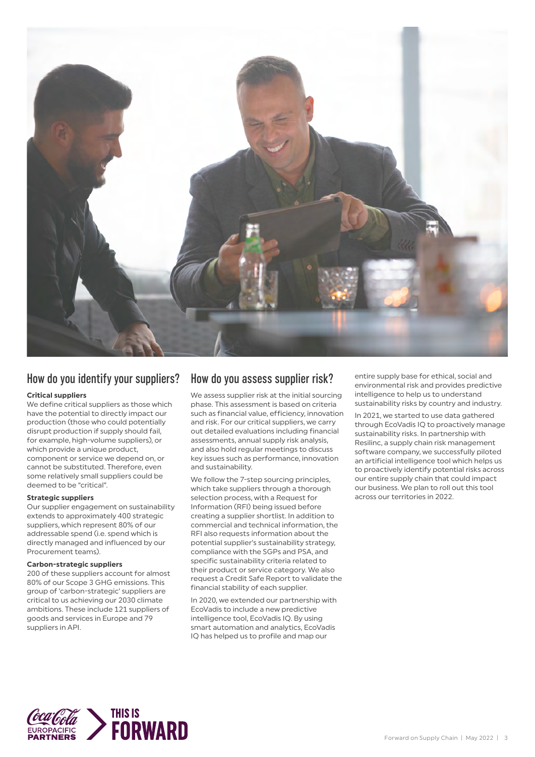## How do you identify your suppliers?

**Critical suppliers**

We define critical suppliers as those which have the potential to directly impact our production (those who could potentially disrupt production if supply should fail, for example, high-volume suppliers), or which provide a unique product, component or service we depend on, or cannot be substituted. Therefore, even some relatively small suppliers could be deemed to be "critical".

**Strategic suppliers**

Our supplier engagement on sustainability extends to approximately 400 strategic suppliers, which represent 80% of our addressable spend (i.e. spend which is directly managed and influenced by our Procurement teams).

**Carbon-strategic suppliers**

200 of these suppliers account for almost 80% of our Scope 3 GHG emissions. This group of 'carbon-strategic' suppliers are critical to us achieving our 2030 climate ambitions. These include 121 suppliers of goods and services in Europe and 79 suppliers in API.

## How do you assess supplier risk?

We assess supplier risk at the initial sourcing phase. This assessment is based on criteria such as financial value, efficiency, innovation and risk. For our critical suppliers, we carry out detailed evaluations including financial assessments, annual supply risk analysis, and also hold regular meetings to discuss key issues such as performance, innovation and sustainability.

We follow the 7-step sourcing principles, which take suppliers through a thorough selection process, with a Request for Information (RFI) being issued before creating a supplier shortlist. In addition to commercial and technical information, the RFI also requests information about the potential supplier's sustainability strategy, compliance with the SGPs and PSA, and specific sustainability criteria related to their product or service category. We also request a Credit Safe Report to validate the financial stability of each supplier.

In 2020, we extended our partnership with EcoVadis to include a new predictive intelligence tool, EcoVadis IQ. By using smart automation and analytics, EcoVadis IQ has helped us to profile and map our entire supply base for ethical, social and environmental risk and provides predictive intelligence to help us to understand sustainability risks by country and industry.

In 2021, we started to use data gathered through EcoVadis IQ to proactively manage sustainability risks. In partnership with Resilinc, a supply chain risk management software company, we successfully piloted an artificial intelligence tool which helps us to proactively identify potential risks across our entire supply chain that could impact our business. We plan to roll out this tool across our territories in 2022.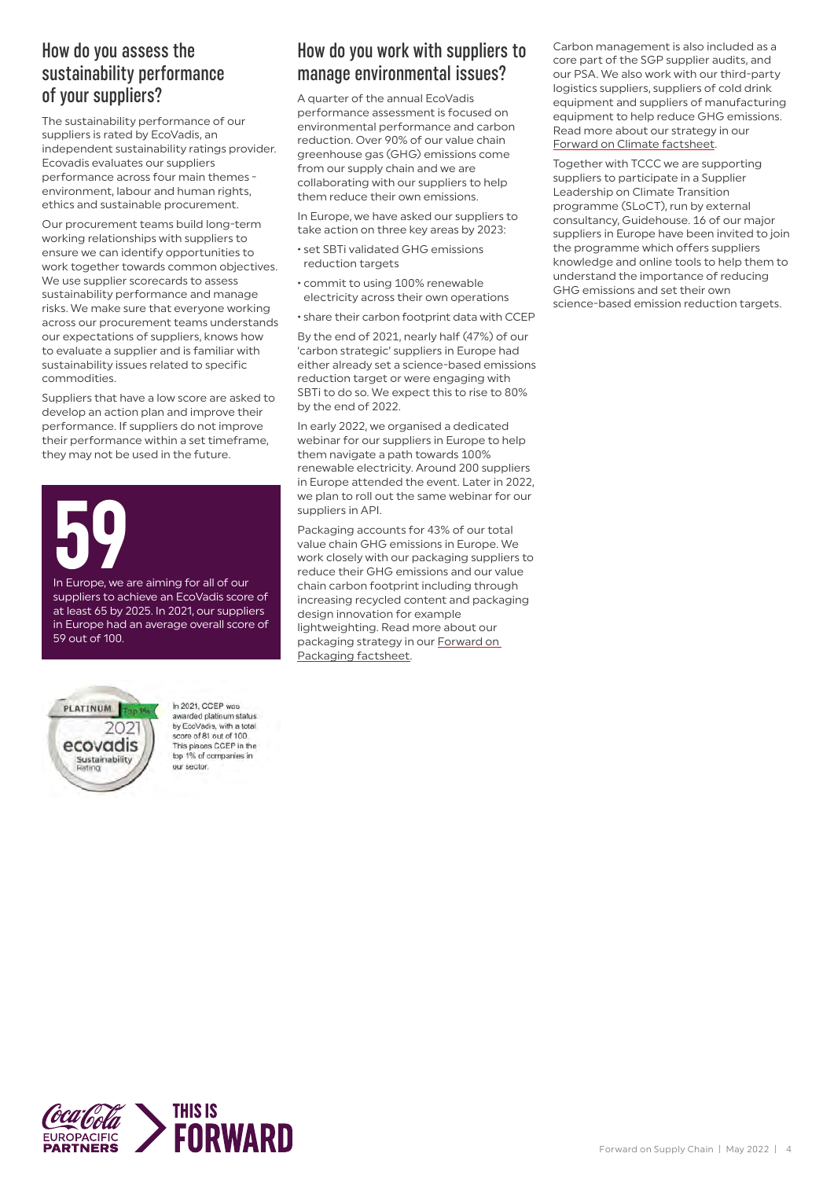## How do you assess the sustainability performance of your suppliers?

The sustainability performance of our suppliers is rated by EcoVadis, an independent sustainability ratings provider. Ecovadis evaluates our suppliers performance across four main themes - environment, labour and human rights, ethics and sustainable procurement.

Our procurement teams build long-term working relationships with suppliers to ensure we can identify opportunities to work together towards common objectives. We use supplier scorecards to assess sustainability performance and manage risks. We make sure that everyone working across our procurement teams understands our expectations of suppliers, knows how to evaluate a supplier and is familiar with sustainability issues related to specific commodities.

Suppliers that have a low score are asked to develop an action plan and improve their performance. If suppliers do not improve their performance within a set timeframe, they may not be used in the future.

**59**

In Europe, we are aiming for all of our suppliers to achieve an EcoVadis score of at least 65 by 2025. In 2021, our suppliers in Europe had an average overall score of 59 out of 100.

PLATINUM Top 1% 2021 ecovadis Sustainability Rating

In 2021, CCEP was awarded platinum status by EcoVadis, with a total score of 81 out of 100. This places CCEP in the top 1% of companies in our sector.

## How do you work with suppliers to manage environmental issues?

A quarter of the annual EcoVadis performance assessment is focused on environmental performance and carbon reduction. Over 90% of our value chain greenhouse gas (GHG) emissions come from our supply chain and we are collaborating with our suppliers to help them reduce their own emissions.

In Europe, we have asked our suppliers to take action on three key areas by 2023:

- set SBTi validated GHG emissions reduction targets
- commit to using 100% renewable electricity across their own operations
- share their carbon footprint data with CCEP

By the end of 2021, nearly half (47%) of our 'carbon strategic' suppliers in Europe had either already set a science-based emissions reduction target or were engaging with SBTi to do so. We expect this to rise to 80% by the end of 2022.

In early 2022, we organised a dedicated webinar for our suppliers in Europe to help them navigate a path towards 100% renewable electricity. Around 200 suppliers in Europe attended the event. Later in 2022, we plan to roll out the same webinar for our suppliers in API.

Packaging accounts for 43% of our total value chain GHG emissions in Europe. We work closely with our packaging suppliers to reduce their GHG emissions and our value chain carbon footprint including through increasing recycled content and packaging design innovation for example lightweighting. Read more about our packaging strategy in our Forward on Packaging factsheet.

Carbon management is also included as a core part of the SGP supplier audits, and our PSA. We also work with our third-party logistics suppliers, suppliers of cold drink equipment and suppliers of manufacturing equipment to help reduce GHG emissions. Read more about our strategy in our Forward on Climate factsheet.

Together with TCCC we are supporting suppliers to participate in a Supplier Leadership on Climate Transition programme (SLoCT), run by external consultancy, Guidehouse. 16 of our major suppliers in Europe have been invited to join the programme which offers suppliers knowledge and online tools to help them to understand the importance of reducing GHG emissions and set their own science-based emission reduction targets.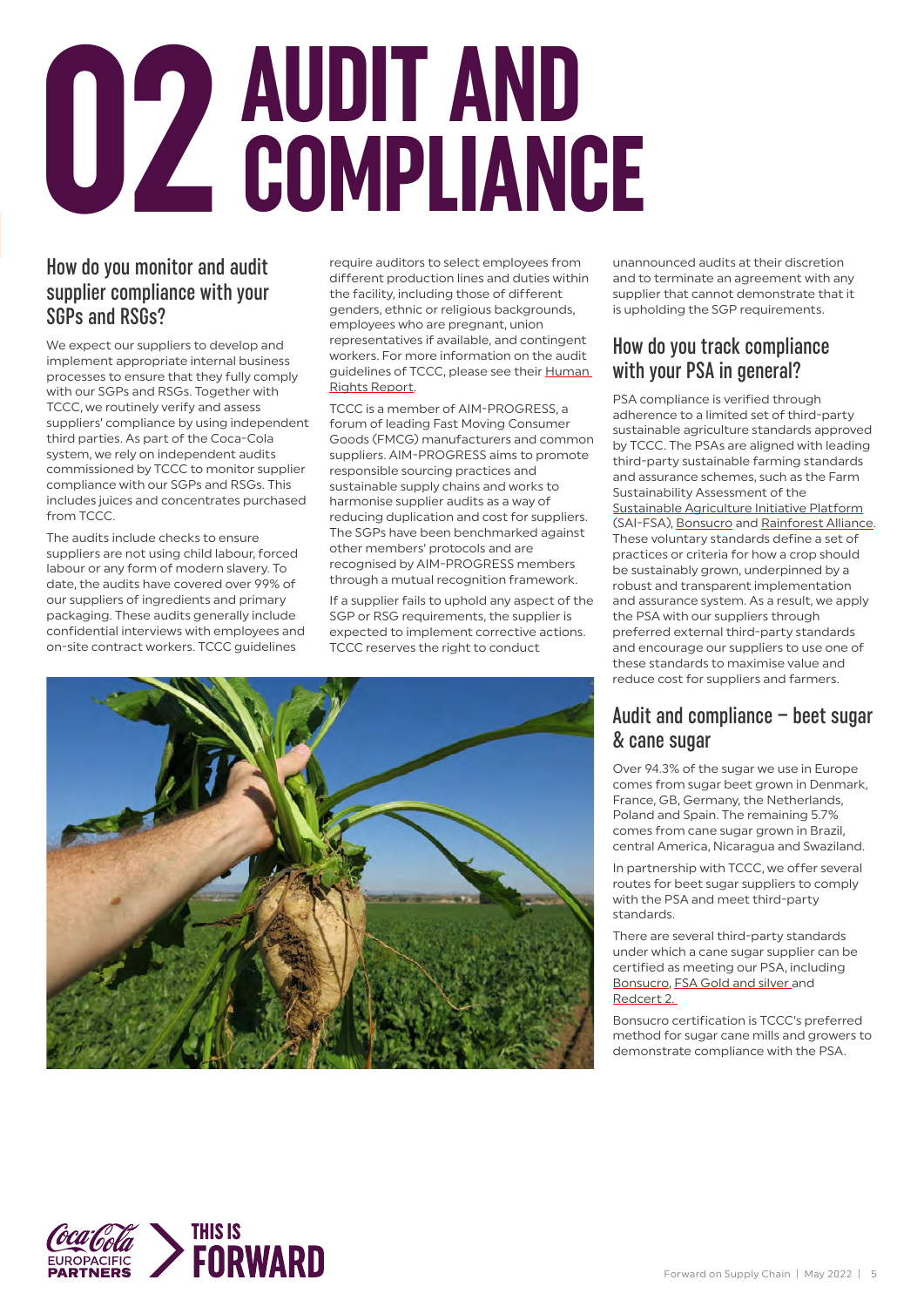# 02 AUDIT AND COMPLIANCE

## How do you monitor and audit supplier compliance with your SGPs and RSGs?

We expect our suppliers to develop and implement appropriate internal business processes to ensure that they fully comply with our SGPs and RSGs. Together with TCCC, we routinely verify and assess suppliers' compliance by using independent third parties. As part of the Coca-Cola system, we rely on independent audits commissioned by TCCC to monitor supplier compliance with our SGPs and RSGs. This includes juices and concentrates purchased from TCCC.

The audits include checks to ensure suppliers are not using child labour, forced labour or any form of modern slavery. To date, the audits have covered over 99% of our suppliers of ingredients and primary packaging. These audits generally include confidential interviews with employees and on-site contract workers. TCCC guidelines require auditors to select employees from different production lines and duties within the facility, including those of different genders, ethnic or religious backgrounds, employees who are pregnant, union representatives if available, and contingent workers. For more information on the audit guidelines of TCCC, please see their Human Rights Report.

TCCC is a member of AIM-PROGRESS, a forum of leading Fast Moving Consumer Goods (FMCG) manufacturers and common suppliers. AIM-PROGRESS aims to promote responsible sourcing practices and sustainable supply chains and works to harmonise supplier audits as a way of reducing duplication and cost for suppliers. The SGPs have been benchmarked against other members' protocols and are recognised by AIM-PROGRESS members through a mutual recognition framework.

If a supplier fails to uphold any aspect of the SGP or RSG requirements, the supplier is expected to implement corrective actions. TCCC reserves the right to conduct unannounced audits at their discretion and to terminate an agreement with any supplier that cannot demonstrate that it is upholding the SGP requirements.

## How do you track compliance with your PSA in general?

PSA compliance is verified through adherence to a limited set of third-party sustainable agriculture standards approved by TCCC. The PSAs are aligned with leading third-party sustainable farming standards and assurance schemes, such as the Farm Sustainability Assessment of the Sustainable Agriculture Initiative Platform (SAI-FSA), Bonsucro and Rainforest Alliance. These voluntary standards define a set of practices or criteria for how a crop should be sustainably grown, underpinned by a robust and transparent implementation and assurance system. As a result, we apply the PSA with our suppliers through preferred external third-party standards and encourage our suppliers to use one of these standards to maximise value and reduce cost for suppliers and farmers.

## Audit and compliance – beet sugar & cane sugar

Over 94.3% of the sugar we use in Europe comes from sugar beet grown in Denmark, France, GB, Germany, the Netherlands, Poland and Spain. The remaining 5.7% comes from cane sugar grown in Brazil, central America, Nicaragua and Swaziland.

In partnership with TCCC, we offer several routes for beet sugar suppliers to comply with the PSA and meet third-party standards.

There are several third-party standards under which a cane sugar supplier can be certified as meeting our PSA, including Bonsucro, FSA Gold and silver and Redcert 2.

Bonsucro certification is TCCC's preferred method for sugar cane mills and growers to demonstrate compliance with the PSA.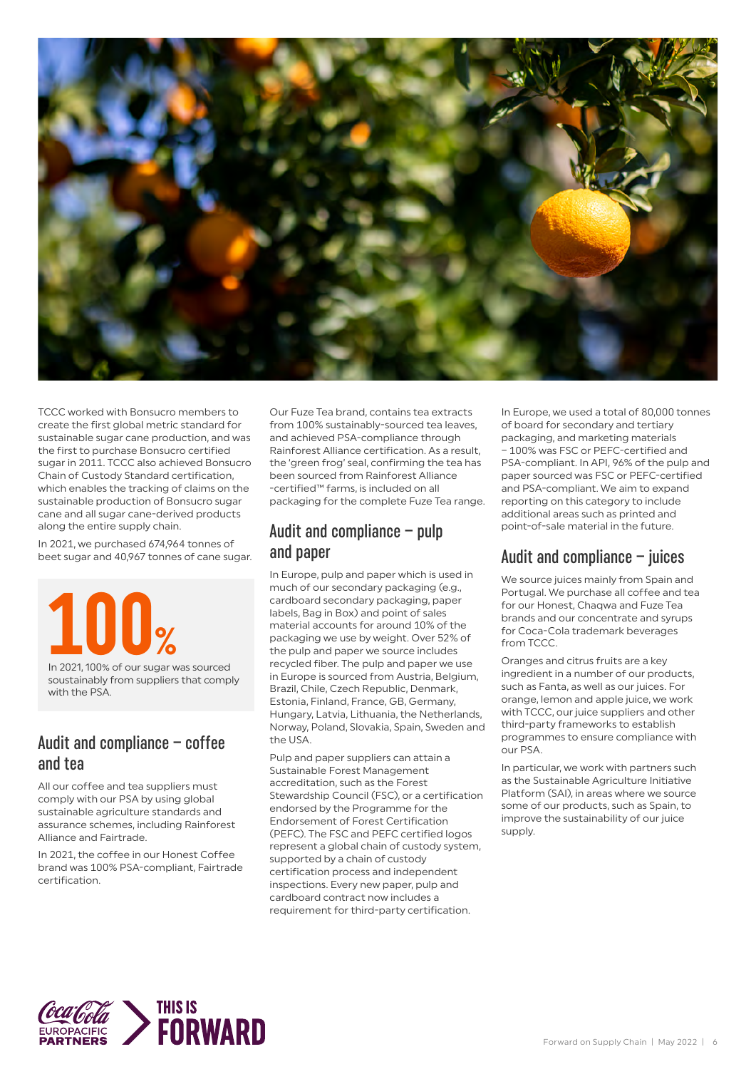TCCC worked with Bonsucro members to create the first global metric standard for sustainable sugar cane production, and was the first to purchase Bonsucro certified sugar in 2011. TCCC also achieved Bonsucro Chain of Custody Standard certification, which enables the tracking of claims on the sustainable production of Bonsucro sugar cane and all sugar cane-derived products along the entire supply chain.

In 2021, we purchased 674,964 tonnes of beet sugar and 40,967 tonnes of cane sugar.

**100%**

In 2021, 100% of our sugar was sourced soustainably from suppliers that comply with the PSA.

## Audit and compliance – coffee and tea

All our coffee and tea suppliers must comply with our PSA by using global sustainable agriculture standards and assurance schemes, including Rainforest Alliance and Fairtrade.

In 2021, the coffee in our Honest Coffee brand was 100% PSA-compliant, Fairtrade certification.

Our Fuze Tea brand, contains tea extracts from 100% sustainably-sourced tea leaves, and achieved PSA-compliance through Rainforest Alliance certification. As a result, the 'green frog' seal, confirming the tea has been sourced from Rainforest Alliance -certified™ farms, is included on all packaging for the complete Fuze Tea range.

## Audit and compliance – pulp and paper

In Europe, pulp and paper which is used in much of our secondary packaging (e.g., cardboard secondary packaging, paper labels, Bag in Box) and point of sales material accounts for around 10% of the packaging we use by weight. Over 52% of the pulp and paper we source includes recycled fiber. The pulp and paper we use in Europe is sourced from Austria, Belgium, Brazil, Chile, Czech Republic, Denmark, Estonia, Finland, France, GB, Germany, Hungary, Latvia, Lithuania, the Netherlands, Norway, Poland, Slovakia, Spain, Sweden and the USA.

Pulp and paper suppliers can attain a Sustainable Forest Management accreditation, such as the Forest Stewardship Council (FSC), or a certification endorsed by the Programme for the Endorsement of Forest Certification (PEFC). The FSC and PEFC certified logos represent a global chain of custody system, supported by a chain of custody certification process and independent inspections. Every new paper, pulp and cardboard contract now includes a requirement for third-party certification.

In Europe, we used a total of 80,000 tonnes of board for secondary and tertiary packaging, and marketing materials – 100% was FSC or PEFC-certified and PSA-compliant. In API, 96% of the pulp and paper sourced was FSC or PEFC-certified and PSA-compliant. We aim to expand reporting on this category to include additional areas such as printed and point-of-sale material in the future.

## Audit and compliance – juices

We source juices mainly from Spain and Portugal. We purchase all coffee and tea for our Honest, Chaqwa and Fuze Tea brands and our concentrate and syrups for Coca-Cola trademark beverages from TCCC.

Oranges and citrus fruits are a key ingredient in a number of our products, such as Fanta, as well as our juices. For orange, lemon and apple juice, we work with TCCC, our juice suppliers and other third-party frameworks to establish programmes to ensure compliance with our PSA.

In particular, we work with partners such as the Sustainable Agriculture Initiative Platform (SAI), in areas where we source some of our products, such as Spain, to improve the sustainability of our juice supply.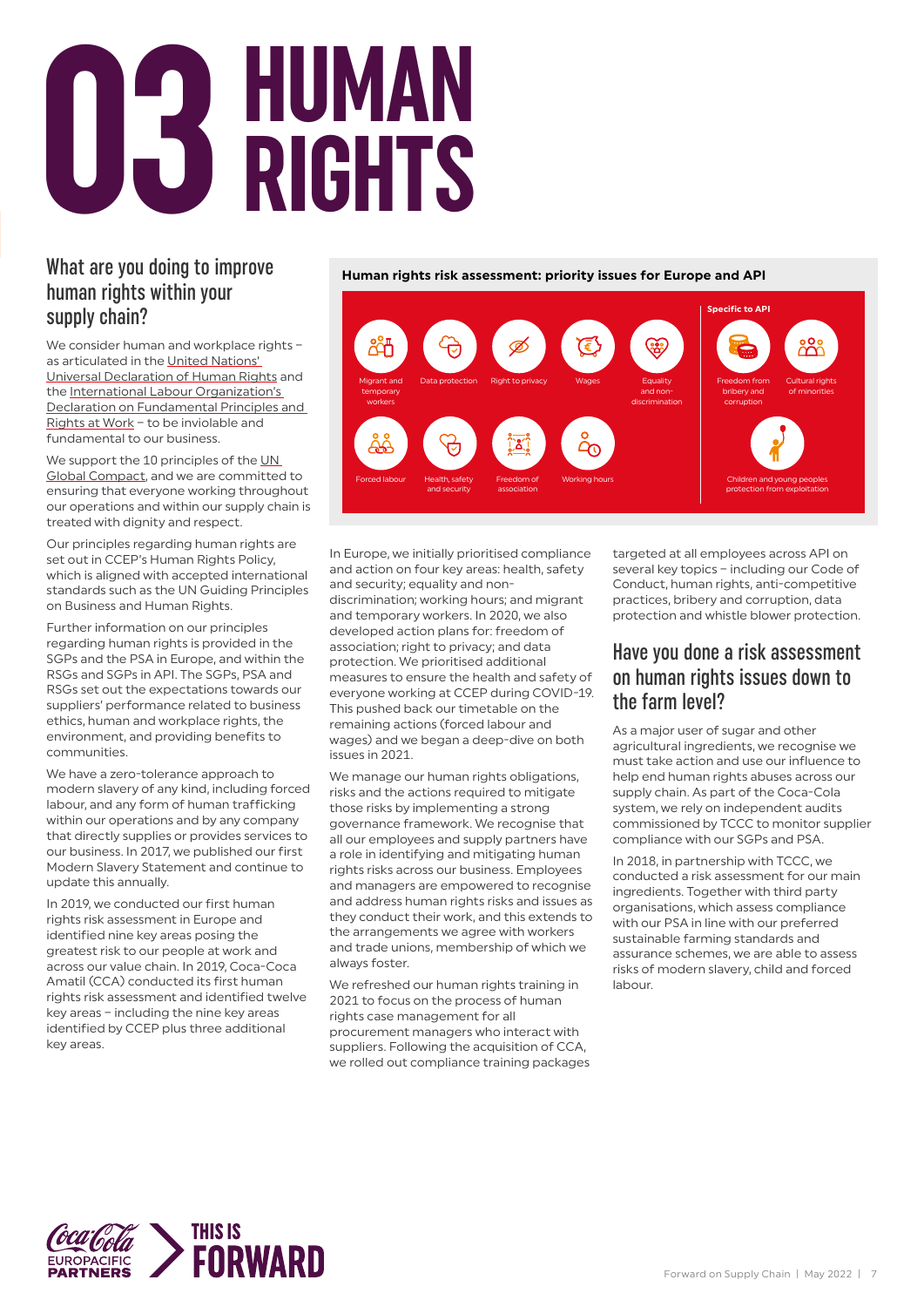# 03 HUMAN RIGHTS

## What are you doing to improve human rights within your supply chain?

We consider human and workplace rights – as articulated in the United Nations' Universal Declaration of Human Rights and the International Labour Organization's Declaration on Fundamental Principles and Rights at Work – to be inviolable and fundamental to our business.

We support the 10 principles of the UN Global Compact, and we are committed to ensuring that everyone working throughout our operations and within our supply chain is treated with dignity and respect.

Our principles regarding human rights are set out in CCEP's Human Rights Policy, which is aligned with accepted international standards such as the UN Guiding Principles on Business and Human Rights.

Further information on our principles regarding human rights is provided in the SGPs and the PSA in Europe, and within the RSGs and SGPs in API. The SGPs, PSA and RSGs set out the expectations towards our suppliers' performance related to business ethics, human and workplace rights, the environment, and providing benefits to communities.

We have a zero-tolerance approach to modern slavery of any kind, including forced labour, and any form of human trafficking within our operations and by any company that directly supplies or provides services to our business. In 2017, we published our first Modern Slavery Statement and continue to update this annually.

In 2019, we conducted our first human rights risk assessment in Europe and identified nine key areas posing the greatest risk to our people at work and across our value chain. In 2019, Coca-Coca Amatil (CCA) conducted its first human rights risk assessment and identified twelve key areas – including the nine key areas identified by CCEP plus three additional key areas.

**Human rights risk assessment: priority issues for Europe and API**

Migrant and temporary workers
Data protection
Right to privacy
Wages
Equality and non-discrimination
Forced labour
Health, safety and security
Freedom of association
Working hours

Specific to API
Freedom from bribery and corruption
Cultural rights of minorities
Children and young peoples protection from exploitation

In Europe, we initially prioritised compliance and action on four key areas: health, safety and security; equality and non-discrimination; working hours; and migrant and temporary workers. In 2020, we also developed action plans for: freedom of association; right to privacy; and data protection. We prioritised additional measures to ensure the health and safety of everyone working at CCEP during COVID-19. This pushed back our timetable on the remaining actions (forced labour and wages) and we began a deep-dive on both issues in 2021.

We manage our human rights obligations, risks and the actions required to mitigate those risks by implementing a strong governance framework. We recognise that all our employees and supply partners have a role in identifying and mitigating human rights risks across our business. Employees and managers are empowered to recognise and address human rights risks and issues as they conduct their work, and this extends to the arrangements we agree with workers and trade unions, membership of which we always foster.

We refreshed our human rights training in 2021 to focus on the process of human rights case management for all procurement managers who interact with suppliers. Following the acquisition of CCA, we rolled out compliance training packages targeted at all employees across API on several key topics – including our Code of Conduct, human rights, anti-competitive practices, bribery and corruption, data protection and whistle blower protection.

## Have you done a risk assessment on human rights issues down to the farm level?

As a major user of sugar and other agricultural ingredients, we recognise we must take action and use our influence to help end human rights abuses across our supply chain. As part of the Coca-Cola system, we rely on independent audits commissioned by TCCC to monitor supplier compliance with our SGPs and PSA.

In 2018, in partnership with TCCC, we conducted a risk assessment for our main ingredients. Together with third party organisations, which assess compliance with our PSA in line with our preferred sustainable farming standards and assurance schemes, we are able to assess risks of modern slavery, child and forced labour.